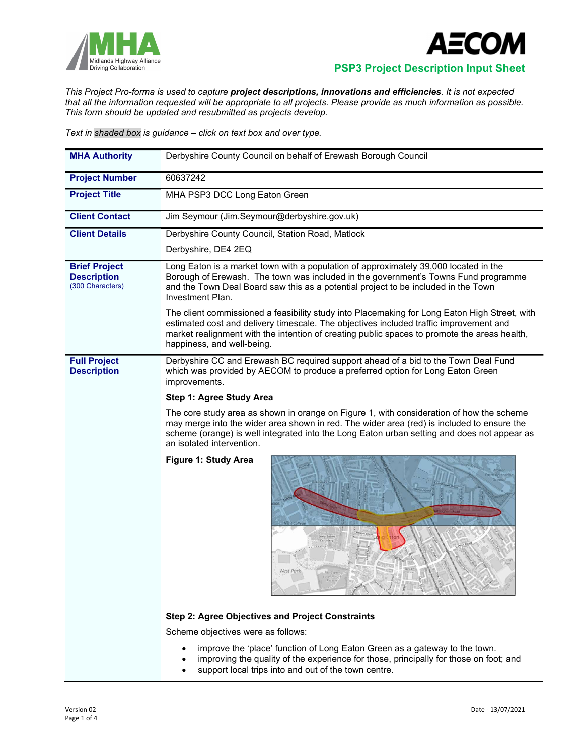# PSP3 Project Description Input Sheet

*This Project Pro-forma is used to capture **project descriptions, innovations and efficiencies**. It is not expected that all the information requested will be appropriate to all projects. Please provide as much information as possible. This form should be updated and resubmitted as projects develop.*

*Text in shaded box is guidance – click on text box and over type.*

| | |
|---|---|
| **MHA Authority** | Derbyshire County Council on behalf of Erewash Borough Council |
| **Project Number** | 60637242 |
| **Project Title** | MHA PSP3 DCC Long Eaton Green |
| **Client Contact** | Jim Seymour (Jim.Seymour@derbyshire.gov.uk) |
| **Client Details** | Derbyshire County Council, Station Road, Matlock<br>Derbyshire, DE4 2EQ |
| **Brief Project Description** (300 Characters) | Long Eaton is a market town with a population of approximately 39,000 located in the Borough of Erewash. The town was included in the government's Towns Fund programme and the Town Deal Board saw this as a potential project to be included in the Town Investment Plan.<br><br>The client commissioned a feasibility study into Placemaking for Long Eaton High Street, with estimated cost and delivery timescale. The objectives included traffic improvement and market realignment with the intention of creating public spaces to promote the areas health, happiness, and well-being. |

**Full Project Description**

Derbyshire CC and Erewash BC required support ahead of a bid to the Town Deal Fund which was provided by AECOM to produce a preferred option for Long Eaton Green improvements.

**Step 1: Agree Study Area**

The core study area as shown in orange on Figure 1, with consideration of how the scheme may merge into the wider area shown in red. The wider area (red) is included to ensure the scheme (orange) is well integrated into the Long Eaton urban setting and does not appear as an isolated intervention.

**Figure 1: Study Area**

**Step 2: Agree Objectives and Project Constraints**

Scheme objectives were as follows:

- improve the 'place' function of Long Eaton Green as a gateway to the town.
- improving the quality of the experience for those, principally for those on foot; and
- support local trips into and out of the town centre.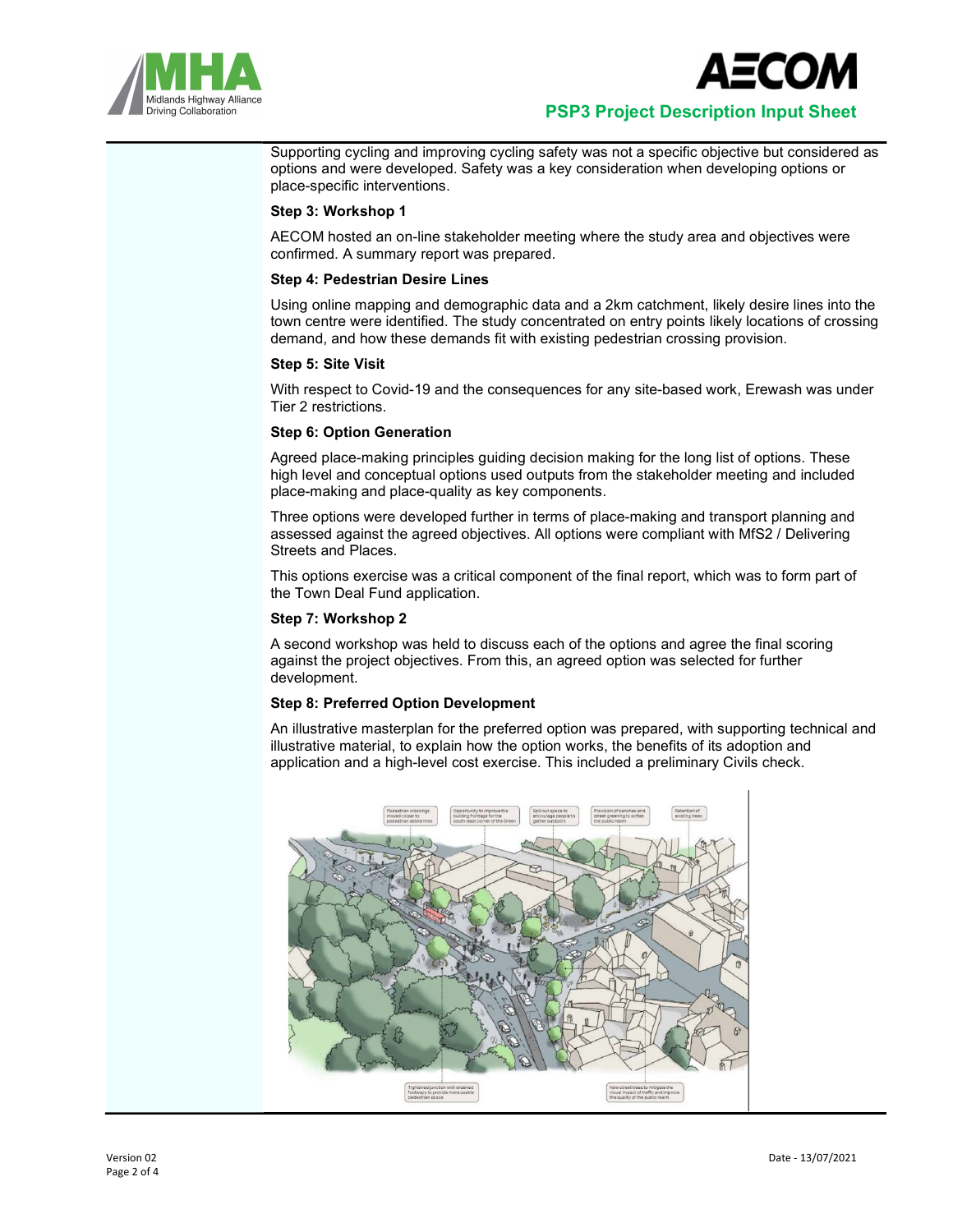Supporting cycling and improving cycling safety was not a specific objective but considered as options and were developed. Safety was a key consideration when developing options or place-specific interventions.

**Step 3: Workshop 1**

AECOM hosted an on-line stakeholder meeting where the study area and objectives were confirmed. A summary report was prepared.

**Step 4: Pedestrian Desire Lines**

Using online mapping and demographic data and a 2km catchment, likely desire lines into the town centre were identified. The study concentrated on entry points likely locations of crossing demand, and how these demands fit with existing pedestrian crossing provision.

**Step 5: Site Visit**

With respect to Covid-19 and the consequences for any site-based work, Erewash was under Tier 2 restrictions.

**Step 6: Option Generation**

Agreed place-making principles guiding decision making for the long list of options. These high level and conceptual options used outputs from the stakeholder meeting and included place-making and place-quality as key components.

Three options were developed further in terms of place-making and transport planning and assessed against the agreed objectives. All options were compliant with MfS2 / Delivering Streets and Places.

This options exercise was a critical component of the final report, which was to form part of the Town Deal Fund application.

**Step 7: Workshop 2**

A second workshop was held to discuss each of the options and agree the final scoring against the project objectives. From this, an agreed option was selected for further development.

**Step 8: Preferred Option Development**

An illustrative masterplan for the preferred option was prepared, with supporting technical and illustrative material, to explain how the option works, the benefits of its adoption and application and a high-level cost exercise. This included a preliminary Civils check.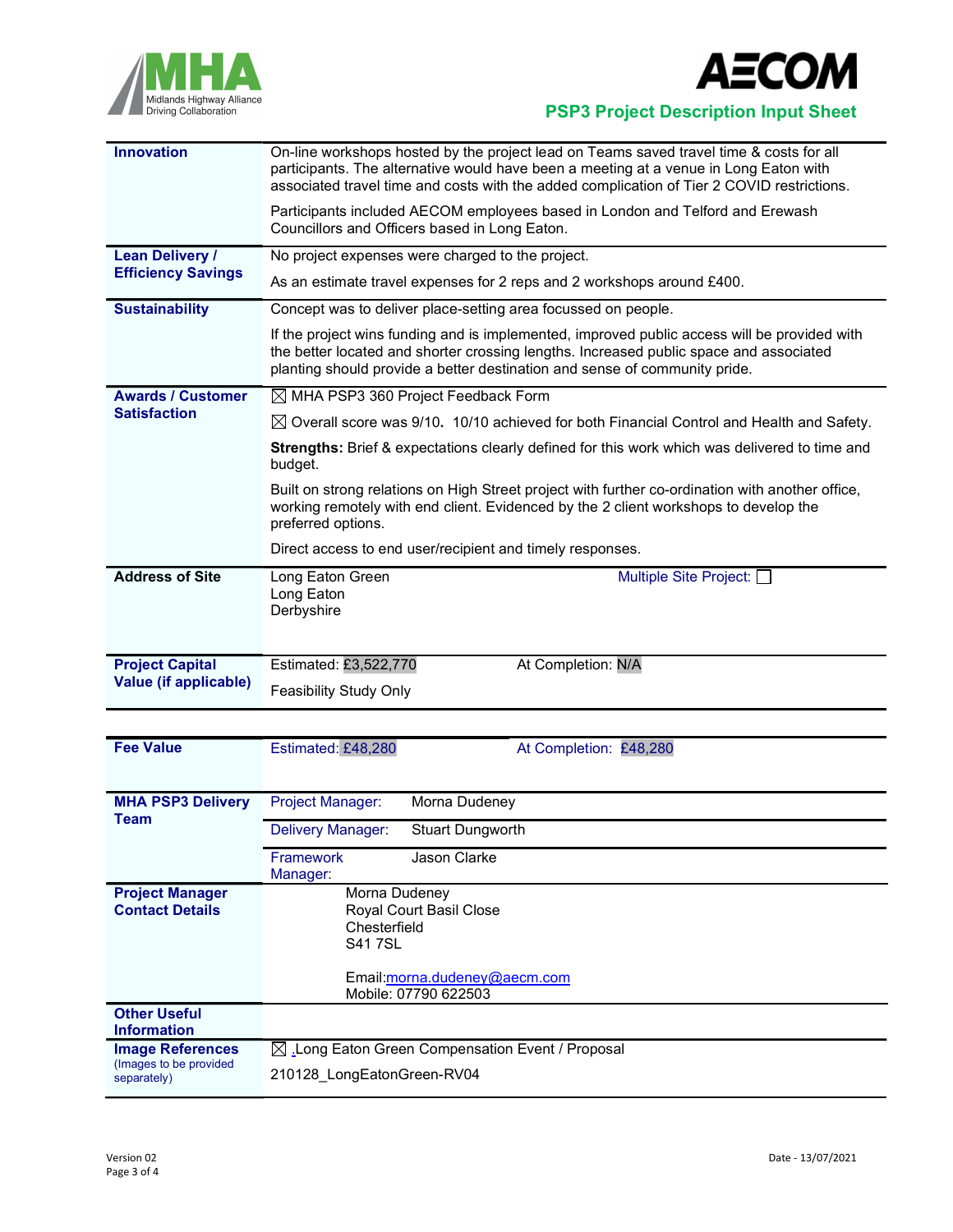**PSP3 Project Description Input Sheet**

| | |
|---|---|
| **Innovation** | On-line workshops hosted by the project lead on Teams saved travel time & costs for all participants. The alternative would have been a meeting at a venue in Long Eaton with associated travel time and costs with the added complication of Tier 2 COVID restrictions.<br><br>Participants included AECOM employees based in London and Telford and Erewash Councillors and Officers based in Long Eaton. |
| **Lean Delivery / Efficiency Savings** | No project expenses were charged to the project.<br><br>As an estimate travel expenses for 2 reps and 2 workshops around £400. |
| **Sustainability** | Concept was to deliver place-setting area focussed on people.<br><br>If the project wins funding and is implemented, improved public access will be provided with the better located and shorter crossing lengths. Increased public space and associated planting should provide a better destination and sense of community pride. |
| **Awards / Customer Satisfaction** | ☒ MHA PSP3 360 Project Feedback Form<br><br>☒ Overall score was 9/10. 10/10 achieved for both Financial Control and Health and Safety.<br><br>**Strengths:** Brief & expectations clearly defined for this work which was delivered to time and budget.<br><br>Built on strong relations on High Street project with further co-ordination with another office, working remotely with end client. Evidenced by the 2 client workshops to develop the preferred options.<br><br>Direct access to end user/recipient and timely responses. |
| **Address of Site** | Long Eaton Green<br>Long Eaton<br>Derbyshire<br><br>Multiple Site Project: ☐ |
| **Project Capital Value (if applicable)** | Estimated: £3,522,770 &nbsp;&nbsp;&nbsp; At Completion: N/A<br><br>Feasibility Study Only |

| | |
|---|---|
| **Fee Value** | Estimated: £48,280 &nbsp;&nbsp;&nbsp; At Completion: £48,280 |
| **MHA PSP3 Delivery Team** | Project Manager: Morna Dudeney<br>Delivery Manager: Stuart Dungworth<br>Framework Manager: Jason Clarke |
| **Project Manager Contact Details** | Morna Dudeney<br>Royal Court Basil Close<br>Chesterfield<br>S41 7SL<br><br>Email:morna.dudeney@aecm.com<br>Mobile: 07790 622503 |
| **Other Useful Information** | |
| **Image References** (Images to be provided separately) | ☒ Long Eaton Green Compensation Event / Proposal<br><br>210128_LongEatonGreen-RV04 |

Version 02 &nbsp;&nbsp;&nbsp; Date - 13/07/2021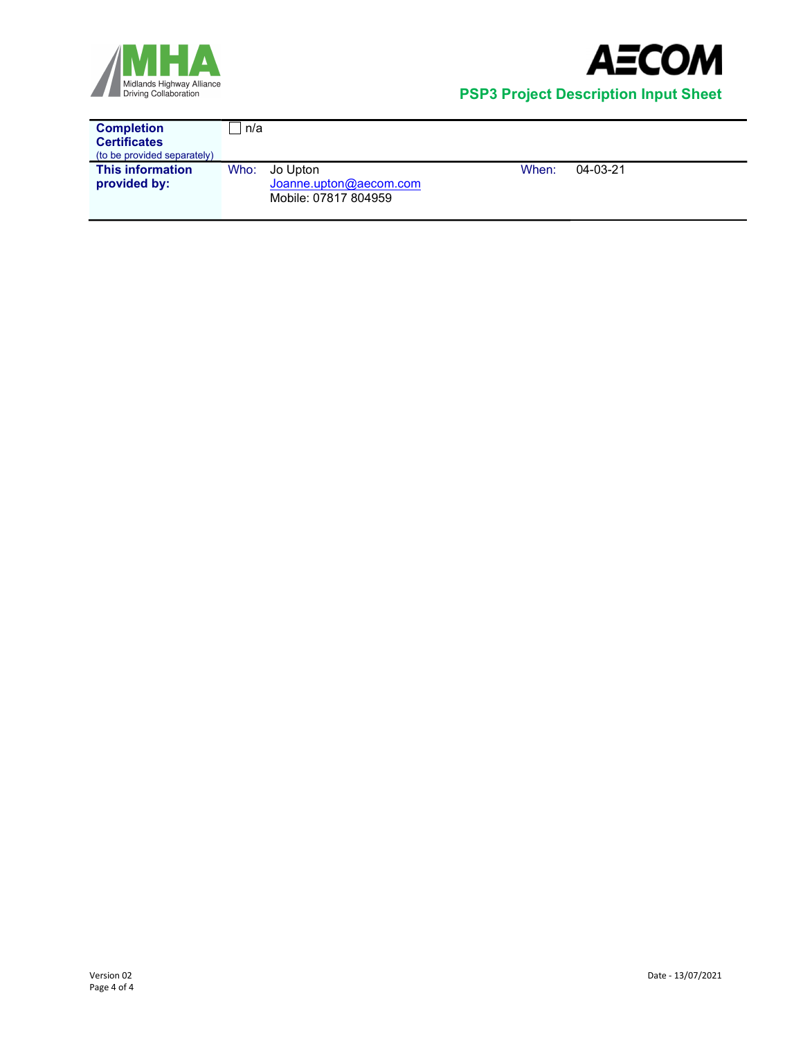| | | | |
|---|---|---|---|
| **Completion Certificates** (to be provided separately) | ☐ n/a | | |
| **This information provided by:** | Who: Jo Upton<br>Joanne.upton@aecom.com<br>Mobile: 07817 804959 | When: | 04-03-21 |